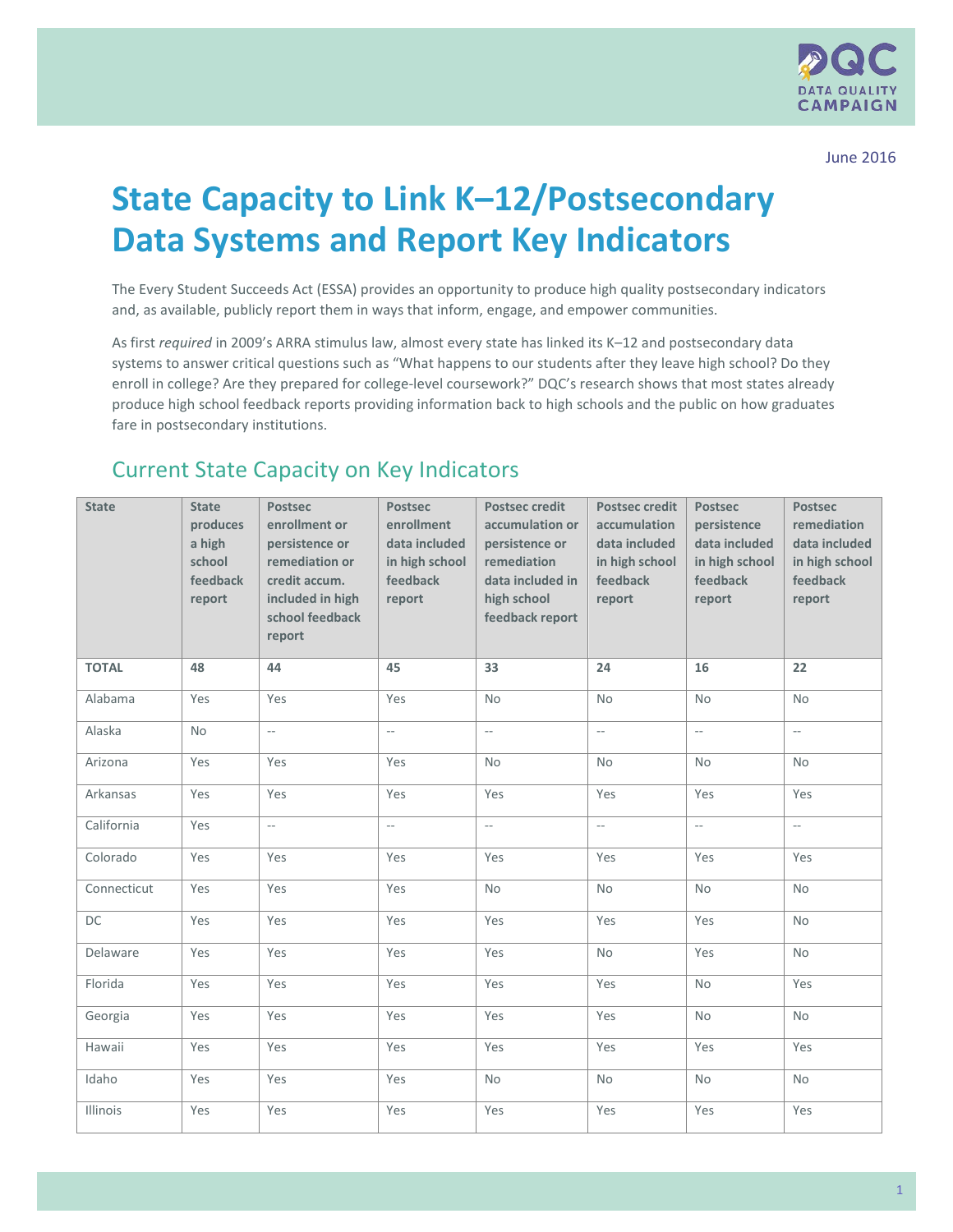June 2016

# State Capacity to Link K–12/Postsecondary Data Systems and Report Key Indicators

The Every Student Succeeds Act (ESSA) provides an opportunity to produce high quality postsecondary indicators and, as available, publicly report them in ways that inform, engage, and empower communities.

As first *required* in 2009's ARRA stimulus law, almost every state has linked its K–12 and postsecondary data systems to answer critical questions such as "What happens to our students after they leave high school? Do they enroll in college? Are they prepared for college-level coursework?" DQC's research shows that most states already produce high school feedback reports providing information back to high schools and the public on how graduates fare in postsecondary institutions.

## Current State Capacity on Key Indicators

| State | State produces a high school feedback report | Postsec enrollment or persistence or remediation or credit accum. included in high school feedback report | Postsec enrollment data included in high school feedback report | Postsec credit accumulation or persistence or remediation data included in high school feedback report | Postsec credit accumulation data included in high school feedback report | Postsec persistence data included in high school feedback report | Postsec remediation data included in high school feedback report |
|---|---|---|---|---|---|---|---|
| **TOTAL** | **48** | **44** | **45** | **33** | **24** | **16** | **22** |
| Alabama | Yes | Yes | Yes | No | No | No | No |
| Alaska | No | -- | -- | -- | -- | -- | -- |
| Arizona | Yes | Yes | Yes | No | No | No | No |
| Arkansas | Yes | Yes | Yes | Yes | Yes | Yes | Yes |
| California | Yes | -- | -- | -- | -- | -- | -- |
| Colorado | Yes | Yes | Yes | Yes | Yes | Yes | Yes |
| Connecticut | Yes | Yes | Yes | No | No | No | No |
| DC | Yes | Yes | Yes | Yes | Yes | Yes | No |
| Delaware | Yes | Yes | Yes | Yes | No | Yes | No |
| Florida | Yes | Yes | Yes | Yes | Yes | No | Yes |
| Georgia | Yes | Yes | Yes | Yes | Yes | No | No |
| Hawaii | Yes | Yes | Yes | Yes | Yes | Yes | Yes |
| Idaho | Yes | Yes | Yes | No | No | No | No |
| Illinois | Yes | Yes | Yes | Yes | Yes | Yes | Yes |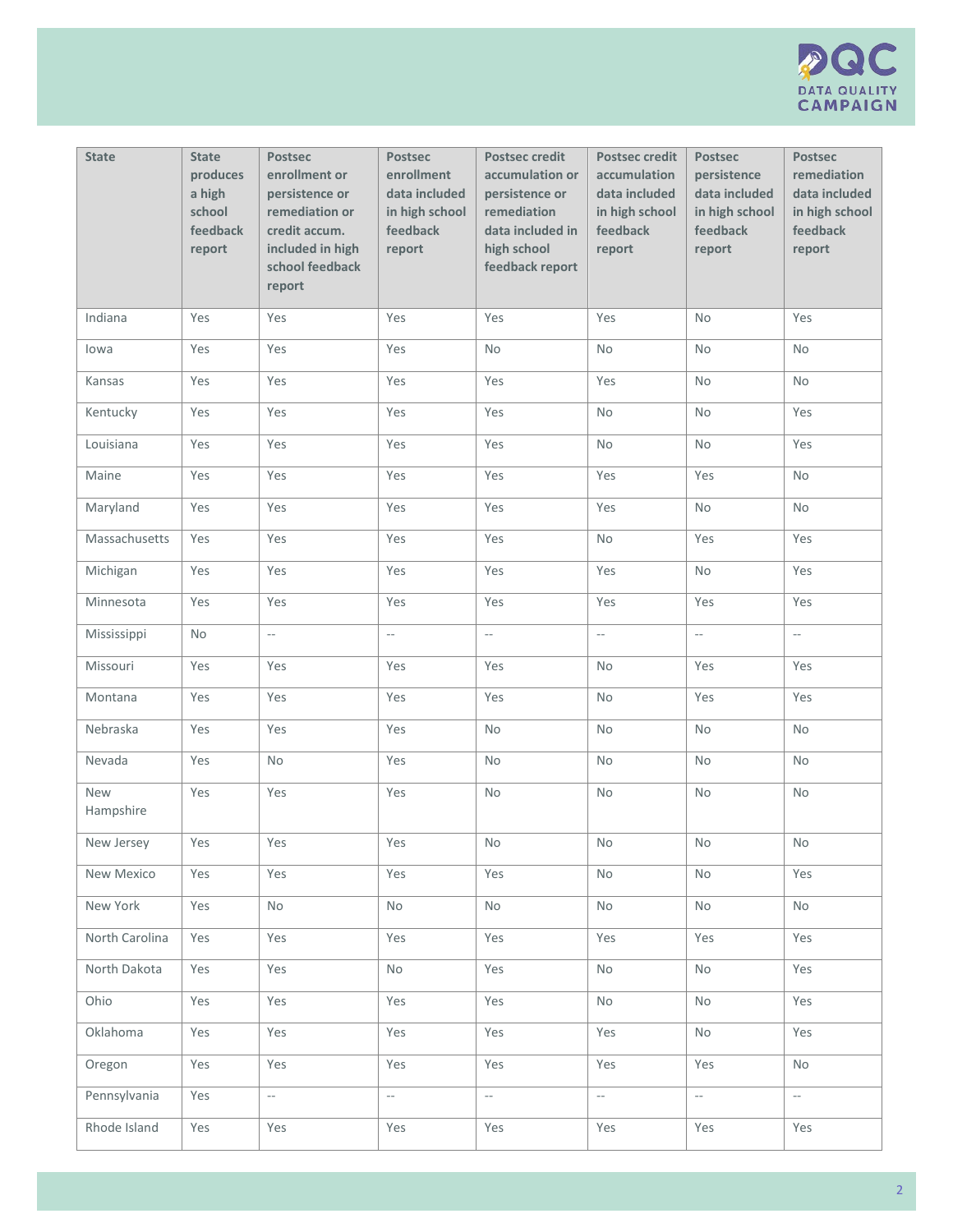| State | State produces a high school feedback report | Postsec enrollment or persistence or remediation or credit accum. included in high school feedback report | Postsec enrollment data included in high school feedback report | Postsec credit accumulation or persistence or remediation data included in high school feedback report | Postsec credit accumulation data included in high school feedback report | Postsec persistence data included in high school feedback report | Postsec remediation data included in high school feedback report |
|---|---|---|---|---|---|---|---|
| Indiana | Yes | Yes | Yes | Yes | Yes | No | Yes |
| Iowa | Yes | Yes | Yes | No | No | No | No |
| Kansas | Yes | Yes | Yes | Yes | Yes | No | No |
| Kentucky | Yes | Yes | Yes | Yes | No | No | Yes |
| Louisiana | Yes | Yes | Yes | Yes | No | No | Yes |
| Maine | Yes | Yes | Yes | Yes | Yes | Yes | No |
| Maryland | Yes | Yes | Yes | Yes | Yes | No | No |
| Massachusetts | Yes | Yes | Yes | Yes | No | Yes | Yes |
| Michigan | Yes | Yes | Yes | Yes | Yes | No | Yes |
| Minnesota | Yes | Yes | Yes | Yes | Yes | Yes | Yes |
| Mississippi | No | -- | -- | -- | -- | -- | -- |
| Missouri | Yes | Yes | Yes | Yes | No | Yes | Yes |
| Montana | Yes | Yes | Yes | Yes | No | Yes | Yes |
| Nebraska | Yes | Yes | Yes | No | No | No | No |
| Nevada | Yes | No | Yes | No | No | No | No |
| New Hampshire | Yes | Yes | Yes | No | No | No | No |
| New Jersey | Yes | Yes | Yes | No | No | No | No |
| New Mexico | Yes | Yes | Yes | Yes | No | No | Yes |
| New York | Yes | No | No | No | No | No | No |
| North Carolina | Yes | Yes | Yes | Yes | Yes | Yes | Yes |
| North Dakota | Yes | Yes | No | Yes | No | No | Yes |
| Ohio | Yes | Yes | Yes | Yes | No | No | Yes |
| Oklahoma | Yes | Yes | Yes | Yes | Yes | No | Yes |
| Oregon | Yes | Yes | Yes | Yes | Yes | Yes | No |
| Pennsylvania | Yes | -- | -- | -- | -- | -- | -- |
| Rhode Island | Yes | Yes | Yes | Yes | Yes | Yes | Yes |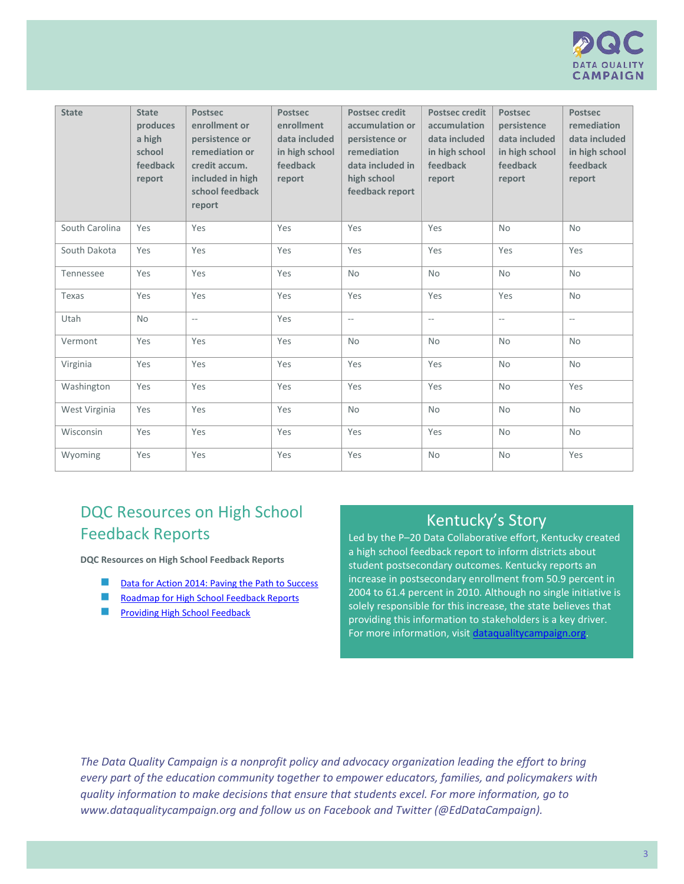| State | State produces a high school feedback report | Postsec enrollment or persistence or remediation or credit accum. included in high school feedback report | Postsec enrollment data included in high school feedback report | Postsec credit accumulation or persistence or remediation data included in high school feedback report | Postsec credit accumulation data included in high school feedback report | Postsec persistence data included in high school feedback report | Postsec remediation data included in high school feedback report |
|---|---|---|---|---|---|---|---|
| South Carolina | Yes | Yes | Yes | Yes | Yes | No | No |
| South Dakota | Yes | Yes | Yes | Yes | Yes | Yes | Yes |
| Tennessee | Yes | Yes | Yes | No | No | No | No |
| Texas | Yes | Yes | Yes | Yes | Yes | Yes | No |
| Utah | No | -- | Yes | -- | -- | -- | -- |
| Vermont | Yes | Yes | Yes | No | No | No | No |
| Virginia | Yes | Yes | Yes | Yes | Yes | No | No |
| Washington | Yes | Yes | Yes | Yes | Yes | No | Yes |
| West Virginia | Yes | Yes | Yes | No | No | No | No |
| Wisconsin | Yes | Yes | Yes | Yes | Yes | No | No |
| Wyoming | Yes | Yes | Yes | Yes | No | No | Yes |

## DQC Resources on High School Feedback Reports

**DQC Resources on High School Feedback Reports**

- Data for Action 2014: Paving the Path to Success
- Roadmap for High School Feedback Reports
- Providing High School Feedback

## Kentucky's Story

Led by the P–20 Data Collaborative effort, Kentucky created a high school feedback report to inform districts about student postsecondary outcomes. Kentucky reports an increase in postsecondary enrollment from 50.9 percent in 2004 to 61.4 percent in 2010. Although no single initiative is solely responsible for this increase, the state believes that providing this information to stakeholders is a key driver. For more information, visit dataqualitycampaign.org.

*The Data Quality Campaign is a nonprofit policy and advocacy organization leading the effort to bring every part of the education community together to empower educators, families, and policymakers with quality information to make decisions that ensure that students excel. For more information, go to www.dataqualitycampaign.org and follow us on Facebook and Twitter (@EdDataCampaign).*